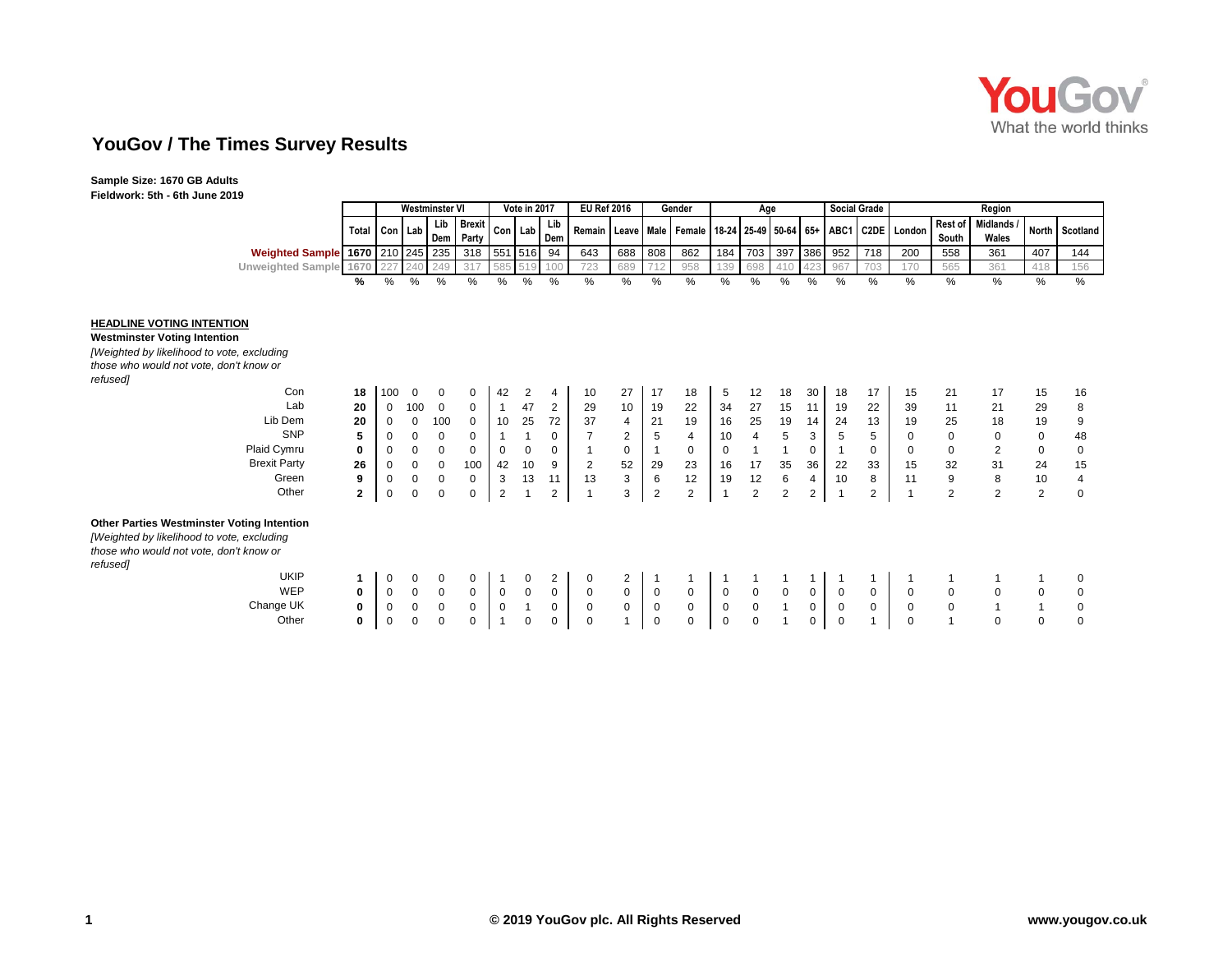# YouGov / The Times Survey Results

**Sample Size: 1670 GB Adults**
**Fieldwork: 5th - 6th June 2019**

| | Total | Westminster VI | | | | Vote in 2017 | | | EU Ref 2016 | | Gender | | Age | | | | Social Grade | | Region | | | | |
|---|---|---|---|---|---|---|---|---|---|---|---|---|---|---|---|---|---|---|---|---|---|---|---|
| | Total | Con | Lab | Lib Dem | Brexit Party | Con | Lab | Lib Dem | Remain | Leave | Male | Female | 18-24 | 25-49 | 50-64 | 65+ | ABC1 | C2DE | London | Rest of South | Midlands / Wales | North | Scotland |
| Weighted Sample | 1670 | 210 | 245 | 235 | 318 | 551 | 516 | 94 | 643 | 688 | 808 | 862 | 184 | 703 | 397 | 386 | 952 | 718 | 200 | 558 | 361 | 407 | 144 |
| Unweighted Sample | 1670 | 227 | 240 | 249 | 317 | 585 | 519 | 100 | 723 | 689 | 712 | 958 | 139 | 698 | 410 | 423 | 967 | 703 | 170 | 565 | 361 | 418 | 156 |
| | % | % | % | % | % | % | % | % | % | % | % | % | % | % | % | % | % | % | % | % | % | % | % |
| **HEADLINE VOTING INTENTION** | | | | | | | | | | | | | | | | | | | | | | | |
| **Westminster Voting Intention** *[Weighted by likelihood to vote, excluding those who would not vote, don't know or refused]* | | | | | | | | | | | | | | | | | | | | | | | |
| Con | 18 | 100 | 0 | 0 | 0 | 42 | 2 | 4 | 10 | 27 | 17 | 18 | 5 | 12 | 18 | 30 | 18 | 17 | 15 | 21 | 17 | 15 | 16 |
| Lab | 20 | 0 | 100 | 0 | 0 | 1 | 47 | 2 | 29 | 10 | 19 | 22 | 34 | 27 | 15 | 11 | 19 | 22 | 39 | 11 | 21 | 29 | 8 |
| Lib Dem | 20 | 0 | 0 | 100 | 0 | 10 | 25 | 72 | 37 | 4 | 21 | 19 | 16 | 25 | 19 | 14 | 24 | 13 | 19 | 25 | 18 | 19 | 9 |
| SNP | 5 | 0 | 0 | 0 | 0 | 1 | 1 | 0 | 7 | 2 | 5 | 4 | 10 | 4 | 5 | 3 | 5 | 5 | 0 | 0 | 0 | 0 | 48 |
| Plaid Cymru | 0 | 0 | 0 | 0 | 0 | 0 | 0 | 0 | 1 | 0 | 1 | 0 | 0 | 1 | 1 | 0 | 1 | 0 | 0 | 0 | 2 | 0 | 0 |
| Brexit Party | 26 | 0 | 0 | 0 | 100 | 42 | 10 | 9 | 2 | 52 | 29 | 23 | 16 | 17 | 35 | 36 | 22 | 33 | 15 | 32 | 31 | 24 | 15 |
| Green | 9 | 0 | 0 | 0 | 0 | 3 | 13 | 11 | 13 | 3 | 6 | 12 | 19 | 12 | 6 | 4 | 10 | 8 | 11 | 9 | 8 | 10 | 4 |
| Other | 2 | 0 | 0 | 0 | 0 | 2 | 1 | 2 | 1 | 3 | 2 | 2 | 1 | 2 | 2 | 2 | 1 | 2 | 1 | 2 | 2 | 2 | 0 |
| **Other Parties Westminster Voting Intention** *[Weighted by likelihood to vote, excluding those who would not vote, don't know or refused]* | | | | | | | | | | | | | | | | | | | | | | | |
| UKIP | 1 | 0 | 0 | 0 | 0 | 1 | 0 | 2 | 0 | 2 | 1 | 1 | 1 | 1 | 1 | 1 | 1 | 1 | 1 | 1 | 1 | 1 | 0 |
| WEP | 0 | 0 | 0 | 0 | 0 | 0 | 0 | 0 | 0 | 0 | 0 | 0 | 0 | 0 | 0 | 0 | 0 | 0 | 0 | 0 | 0 | 0 | 0 |
| Change UK | 0 | 0 | 0 | 0 | 0 | 0 | 1 | 0 | 0 | 0 | 0 | 0 | 0 | 0 | 1 | 0 | 0 | 0 | 0 | 0 | 1 | 1 | 0 |
| Other | 0 | 0 | 0 | 0 | 0 | 1 | 0 | 0 | 0 | 1 | 0 | 0 | 0 | 0 | 1 | 0 | 0 | 1 | 0 | 1 | 0 | 0 | 0 |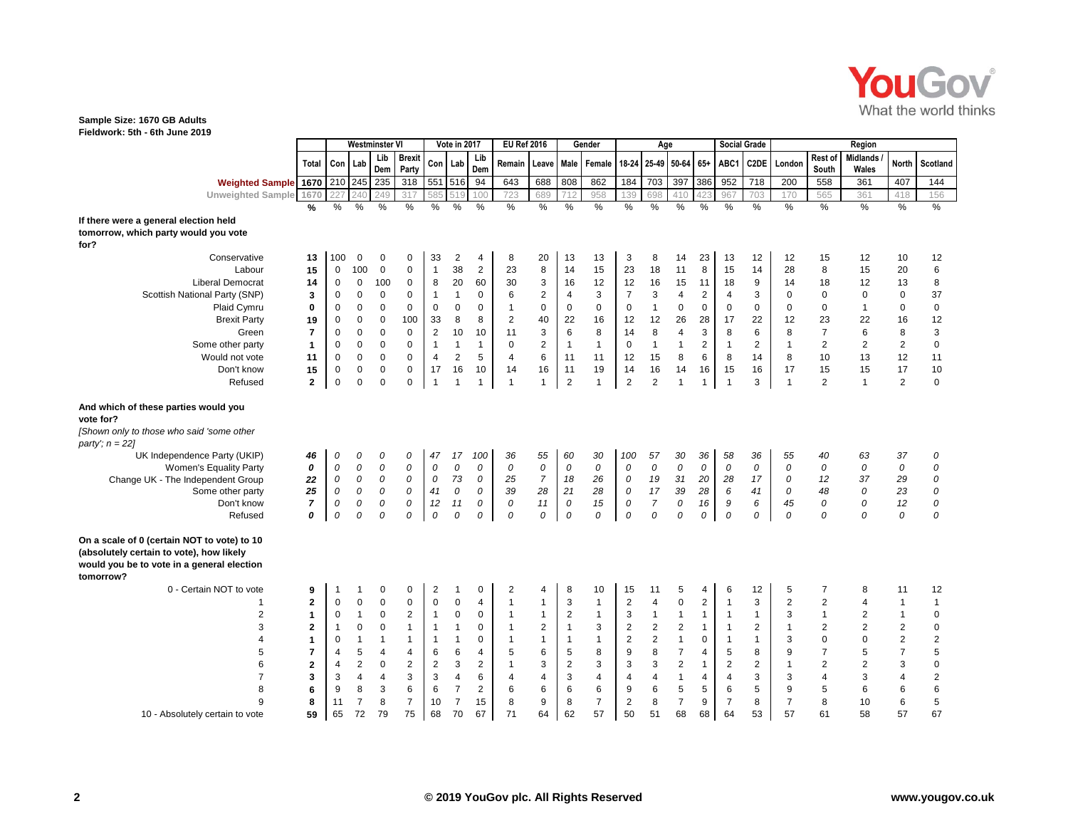**Sample Size: 1670 GB Adults**
**Fieldwork: 5th - 6th June 2019**

| | | Westminster VI | | | | Vote in 2017 | | | EU Ref 2016 | | Gender | | Age | | | | Social Grade | | Region | | | | |
|---|---|---|---|---|---|---|---|---|---|---|---|---|---|---|---|---|---|---|---|---|---|---|---|
| | Total | Con | Lab | Lib Dem | Brexit Party | Con | Lab | Lib Dem | Remain | Leave | Male | Female | 18-24 | 25-49 | 50-64 | 65+ | ABC1 | C2DE | London | Rest of South | Midlands / Wales | North | Scotland |
| Weighted Sample | 1670 | 210 | 245 | 235 | 318 | 551 | 516 | 94 | 643 | 688 | 808 | 862 | 184 | 703 | 397 | 386 | 952 | 718 | 200 | 558 | 361 | 407 | 144 |
| Unweighted Sample | 1670 | 227 | 240 | 249 | 317 | 585 | 519 | 100 | 723 | 689 | 712 | 958 | 139 | 698 | 410 | 423 | 967 | 703 | 170 | 565 | 361 | 418 | 156 |
| | % | % | % | % | % | % | % | % | % | % | % | % | % | % | % | % | % | % | % | % | % | % | % |
| **If there were a general election held tomorrow, which party would you vote for?** | | | | | | | | | | | | | | | | | | | | | | | |
| Conservative | **13** | 100 | 0 | 0 | 0 | 33 | 2 | 4 | 8 | 20 | 13 | 13 | 3 | 8 | 14 | 23 | 13 | 12 | 12 | 15 | 12 | 10 | 12 |
| Labour | **15** | 0 | 100 | 0 | 0 | 1 | 38 | 2 | 23 | 8 | 14 | 15 | 23 | 18 | 11 | 8 | 15 | 14 | 28 | 8 | 15 | 20 | 6 |
| Liberal Democrat | **14** | 0 | 0 | 100 | 0 | 8 | 20 | 60 | 30 | 3 | 16 | 12 | 12 | 16 | 15 | 11 | 18 | 9 | 14 | 18 | 12 | 13 | 8 |
| Scottish National Party (SNP) | **3** | 0 | 0 | 0 | 0 | 1 | 1 | 0 | 6 | 2 | 4 | 3 | 7 | 3 | 4 | 2 | 4 | 3 | 0 | 0 | 0 | 0 | 37 |
| Plaid Cymru | **0** | 0 | 0 | 0 | 0 | 0 | 0 | 0 | 1 | 0 | 0 | 0 | 0 | 1 | 0 | 0 | 0 | 0 | 0 | 0 | 1 | 0 | 0 |
| Brexit Party | **19** | 0 | 0 | 0 | 100 | 33 | 8 | 8 | 2 | 40 | 22 | 16 | 12 | 12 | 26 | 28 | 17 | 22 | 12 | 23 | 22 | 16 | 12 |
| Green | **7** | 0 | 0 | 0 | 0 | 2 | 10 | 10 | 11 | 3 | 6 | 8 | 14 | 8 | 4 | 3 | 8 | 6 | 8 | 7 | 6 | 8 | 3 |
| Some other party | **1** | 0 | 0 | 0 | 0 | 1 | 1 | 1 | 0 | 2 | 1 | 1 | 0 | 1 | 1 | 2 | 1 | 2 | 1 | 2 | 2 | 2 | 0 |
| Would not vote | **11** | 0 | 0 | 0 | 0 | 4 | 2 | 5 | 4 | 6 | 11 | 11 | 12 | 15 | 8 | 6 | 8 | 14 | 8 | 10 | 13 | 12 | 11 |
| Don't know | **15** | 0 | 0 | 0 | 0 | 17 | 16 | 10 | 14 | 16 | 11 | 19 | 14 | 16 | 14 | 16 | 15 | 16 | 17 | 15 | 15 | 17 | 10 |
| Refused | **2** | 0 | 0 | 0 | 0 | 1 | 1 | 1 | 1 | 1 | 2 | 1 | 2 | 2 | 1 | 1 | 1 | 3 | 1 | 2 | 1 | 2 | 0 |
| **And which of these parties would you vote for?** *[Shown only to those who said 'some other party'; n = 22]* | | | | | | | | | | | | | | | | | | | | | | | |
| UK Independence Party (UKIP) | ***46*** | *0* | *0* | *0* | *0* | *47* | *17* | *100* | *36* | *55* | *60* | *30* | *100* | *57* | *30* | *36* | *58* | *36* | *55* | *40* | *63* | *37* | *0* |
| Women's Equality Party | ***0*** | *0* | *0* | *0* | *0* | *0* | *0* | *0* | *0* | *0* | *0* | *0* | *0* | *0* | *0* | *0* | *0* | *0* | *0* | *0* | *0* | *0* | *0* |
| Change UK - The Independent Group | ***22*** | *0* | *0* | *0* | *0* | *0* | *73* | *0* | *25* | *7* | *18* | *26* | *0* | *19* | *31* | *20* | *28* | *17* | *0* | *12* | *37* | *29* | *0* |
| Some other party | ***25*** | *0* | *0* | *0* | *0* | *41* | *0* | *0* | *39* | *28* | *21* | *28* | *0* | *17* | *39* | *28* | *6* | *41* | *0* | *48* | *0* | *23* | *0* |
| Don't know | ***7*** | *0* | *0* | *0* | *0* | *12* | *11* | *0* | *0* | *11* | *0* | *15* | *0* | *7* | *0* | *16* | *9* | *6* | *45* | *0* | *0* | *12* | *0* |
| Refused | ***0*** | *0* | *0* | *0* | *0* | *0* | *0* | *0* | *0* | *0* | *0* | *0* | *0* | *0* | *0* | *0* | *0* | *0* | *0* | *0* | *0* | *0* | *0* |
| **On a scale of 0 (certain NOT to vote) to 10 (absolutely certain to vote), how likely would you be to vote in a general election tomorrow?** | | | | | | | | | | | | | | | | | | | | | | | |
| 0 - Certain NOT to vote | **9** | 1 | 1 | 0 | 0 | 2 | 1 | 0 | 2 | 4 | 8 | 10 | 15 | 11 | 5 | 4 | 6 | 12 | 5 | 7 | 8 | 11 | 12 |
| 1 | **2** | 0 | 0 | 0 | 0 | 0 | 0 | 4 | 1 | 1 | 3 | 1 | 2 | 4 | 0 | 2 | 1 | 3 | 2 | 2 | 4 | 1 | 1 |
| 2 | **1** | 0 | 1 | 0 | 2 | 1 | 0 | 0 | 1 | 1 | 2 | 1 | 3 | 1 | 1 | 1 | 1 | 1 | 3 | 1 | 2 | 1 | 0 |
| 3 | **2** | 1 | 0 | 0 | 1 | 1 | 1 | 0 | 1 | 2 | 1 | 3 | 2 | 2 | 2 | 1 | 1 | 2 | 1 | 2 | 2 | 2 | 0 |
| 4 | **1** | 0 | 1 | 1 | 1 | 1 | 1 | 0 | 1 | 1 | 1 | 1 | 2 | 2 | 1 | 0 | 1 | 1 | 3 | 0 | 0 | 2 | 2 |
| 5 | **7** | 4 | 5 | 4 | 4 | 6 | 6 | 4 | 5 | 6 | 5 | 8 | 9 | 8 | 7 | 4 | 5 | 8 | 9 | 7 | 5 | 7 | 5 |
| 6 | **2** | 4 | 2 | 0 | 2 | 2 | 3 | 2 | 1 | 3 | 2 | 3 | 3 | 3 | 2 | 1 | 2 | 2 | 1 | 2 | 2 | 3 | 0 |
| 7 | **3** | 3 | 4 | 4 | 3 | 3 | 4 | 6 | 4 | 4 | 3 | 4 | 4 | 4 | 1 | 4 | 4 | 3 | 3 | 4 | 3 | 4 | 2 |
| 8 | **6** | 9 | 8 | 3 | 6 | 6 | 7 | 2 | 6 | 6 | 6 | 6 | 9 | 6 | 5 | 5 | 6 | 5 | 9 | 5 | 6 | 6 | 6 |
| 9 | **8** | 11 | 7 | 8 | 7 | 10 | 7 | 15 | 8 | 9 | 8 | 7 | 2 | 8 | 7 | 9 | 7 | 8 | 7 | 8 | 10 | 6 | 5 |
| 10 - Absolutely certain to vote | **59** | 65 | 72 | 79 | 75 | 68 | 70 | 67 | 71 | 64 | 62 | 57 | 50 | 51 | 68 | 68 | 64 | 53 | 57 | 61 | 58 | 57 | 67 |

© 2019 YouGov plc. All Rights Reserved
www.yougov.co.uk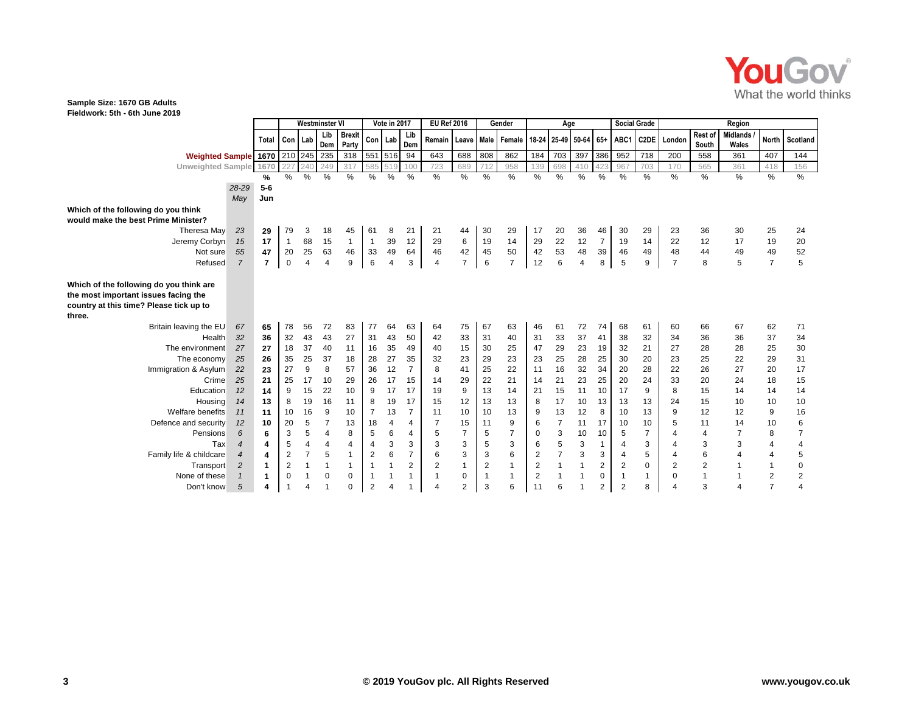**Sample Size: 1670 GB Adults**
**Fieldwork: 5th - 6th June 2019**

| | | | Westminster VI | | | | Vote in 2017 | | | EU Ref 2016 | | Gender | | Age | | | | Social Grade | | Region | | | | |
|---|---|---|---|---|---|---|---|---|---|---|---|---|---|---|---|---|---|---|---|---|---|---|---|---|
| | | Total | Con | Lab | Lib Dem | Brexit Party | Con | Lab | Lib Dem | Remain | Leave | Male | Female | 18-24 | 25-49 | 50-64 | 65+ | ABC1 | C2DE | London | Rest of South | Midlands / Wales | North | Scotland |
| Weighted Sample | | 1670 | 210 | 245 | 235 | 318 | 551 | 516 | 94 | 643 | 688 | 808 | 862 | 184 | 703 | 397 | 386 | 952 | 718 | 200 | 558 | 361 | 407 | 144 |
| Unweighted Sample | | 1670 | 227 | 240 | 249 | 317 | 585 | 519 | 100 | 723 | 689 | 712 | 958 | 139 | 698 | 410 | 423 | 967 | 703 | 170 | 565 | 361 | 418 | 156 |
| | | % | % | % | % | % | % | % | % | % | % | % | % | % | % | % | % | % | % | % | % | % | % | % |
| | *28-29 May* | 5-6 Jun | | | | | | | | | | | | | | | | | | | | | | |
| **Which of the following do you think would make the best Prime Minister?** | | | | | | | | | | | | | | | | | | | | | | | | |
| Theresa May | *23* | **29** | 79 | 3 | 18 | 45 | 61 | 8 | 21 | 21 | 44 | 30 | 29 | 17 | 20 | 36 | 46 | 30 | 29 | 23 | 36 | 30 | 25 | 24 |
| Jeremy Corbyn | *15* | **17** | 1 | 68 | 15 | 1 | 1 | 39 | 12 | 29 | 6 | 19 | 14 | 29 | 22 | 12 | 7 | 19 | 14 | 22 | 12 | 17 | 19 | 20 |
| Not sure | *55* | **47** | 20 | 25 | 63 | 46 | 33 | 49 | 64 | 46 | 42 | 45 | 50 | 42 | 53 | 48 | 39 | 46 | 49 | 48 | 44 | 49 | 49 | 52 |
| Refused | *7* | **7** | 0 | 4 | 4 | 9 | 6 | 4 | 3 | 4 | 7 | 6 | 7 | 12 | 6 | 4 | 8 | 5 | 9 | 7 | 8 | 5 | 7 | 5 |
| **Which of the following do you think are the most important issues facing the country at this time? Please tick up to three.** | | | | | | | | | | | | | | | | | | | | | | | | |
| Britain leaving the EU | *67* | **65** | 78 | 56 | 72 | 83 | 77 | 64 | 63 | 64 | 75 | 67 | 63 | 46 | 61 | 72 | 74 | 68 | 61 | 60 | 66 | 67 | 62 | 71 |
| Health | *32* | **36** | 32 | 43 | 43 | 27 | 31 | 43 | 50 | 42 | 33 | 31 | 40 | 31 | 33 | 37 | 41 | 38 | 32 | 34 | 36 | 36 | 37 | 34 |
| The environment | *27* | **27** | 18 | 37 | 40 | 11 | 16 | 35 | 49 | 40 | 15 | 30 | 25 | 47 | 29 | 23 | 19 | 32 | 21 | 27 | 28 | 28 | 25 | 30 |
| The economy | *25* | **26** | 35 | 25 | 37 | 18 | 28 | 27 | 35 | 32 | 23 | 29 | 23 | 23 | 25 | 28 | 25 | 30 | 20 | 23 | 25 | 22 | 29 | 31 |
| Immigration & Asylum | *22* | **23** | 27 | 9 | 8 | 57 | 36 | 12 | 7 | 8 | 41 | 25 | 22 | 11 | 16 | 32 | 34 | 20 | 28 | 22 | 26 | 27 | 20 | 17 |
| Crime | *25* | **21** | 25 | 17 | 10 | 29 | 26 | 17 | 15 | 14 | 29 | 22 | 21 | 14 | 21 | 23 | 25 | 20 | 24 | 33 | 20 | 24 | 18 | 15 |
| Education | *12* | **14** | 9 | 15 | 22 | 10 | 9 | 17 | 17 | 19 | 9 | 13 | 14 | 21 | 15 | 11 | 10 | 17 | 9 | 8 | 15 | 14 | 14 | 14 |
| Housing | *14* | **13** | 8 | 19 | 16 | 11 | 8 | 19 | 17 | 15 | 12 | 13 | 13 | 8 | 17 | 10 | 13 | 13 | 13 | 24 | 15 | 10 | 10 | 10 |
| Welfare benefits | *11* | **11** | 10 | 16 | 9 | 10 | 7 | 13 | 7 | 11 | 10 | 10 | 13 | 9 | 13 | 12 | 8 | 10 | 13 | 9 | 12 | 12 | 9 | 16 |
| Defence and security | *12* | **10** | 20 | 5 | 7 | 13 | 18 | 4 | 4 | 7 | 15 | 11 | 9 | 6 | 7 | 11 | 17 | 10 | 10 | 5 | 11 | 14 | 10 | 6 |
| Pensions | *6* | **6** | 3 | 5 | 4 | 8 | 5 | 6 | 4 | 5 | 7 | 5 | 7 | 0 | 3 | 10 | 10 | 5 | 7 | 4 | 4 | 7 | 8 | 7 |
| Tax | *4* | **4** | 5 | 4 | 4 | 4 | 4 | 3 | 3 | 3 | 3 | 5 | 3 | 6 | 5 | 3 | 1 | 4 | 3 | 4 | 3 | 3 | 4 | 4 |
| Family life & childcare | *4* | **4** | 2 | 7 | 5 | 1 | 2 | 6 | 7 | 6 | 3 | 3 | 6 | 2 | 7 | 3 | 3 | 4 | 5 | 4 | 6 | 4 | 4 | 5 |
| Transport | *2* | **1** | 2 | 1 | 1 | 1 | 1 | 1 | 2 | 2 | 1 | 2 | 1 | 2 | 1 | 1 | 2 | 2 | 0 | 2 | 2 | 1 | 1 | 0 |
| None of these | *1* | **1** | 0 | 1 | 0 | 0 | 1 | 1 | 1 | 1 | 0 | 1 | 1 | 2 | 1 | 1 | 0 | 1 | 1 | 0 | 1 | 1 | 2 | 2 |
| Don't know | *5* | **4** | 1 | 4 | 1 | 0 | 2 | 4 | 1 | 4 | 2 | 3 | 6 | 11 | 6 | 1 | 2 | 2 | 8 | 4 | 3 | 4 | 7 | 4 |

© 2019 YouGov plc. All Rights Reserved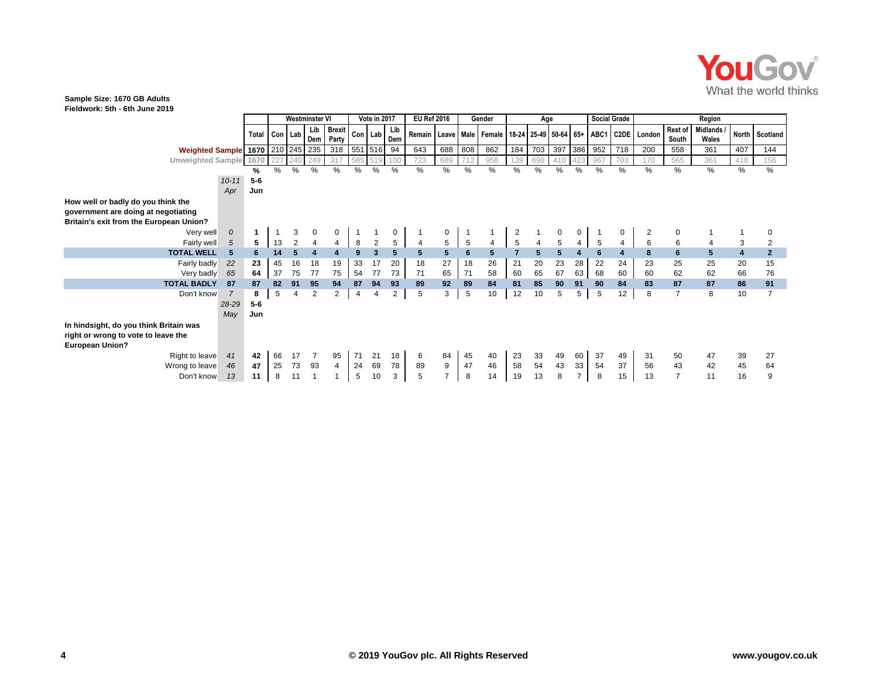YouGov
What the world thinks

**Sample Size: 1670 GB Adults**
**Fieldwork: 5th - 6th June 2019**

| | | | Westminster VI | | | | Vote in 2017 | | | EU Ref 2016 | | Gender | | Age | | | | Social Grade | | Region | | | | |
|---|---|---|---|---|---|---|---|---|---|---|---|---|---|---|---|---|---|---|---|---|---|---|---|---|
| | | Total | Con | Lab | Lib Dem | Brexit Party | Con | Lab | Lib Dem | Remain | Leave | Male | Female | 18-24 | 25-49 | 50-64 | 65+ | ABC1 | C2DE | London | Rest of South | Midlands / Wales | North | Scotland |
| Weighted Sample | | 1670 | 210 | 245 | 235 | 318 | 551 | 516 | 94 | 643 | 688 | 808 | 862 | 184 | 703 | 397 | 386 | 952 | 718 | 200 | 558 | 361 | 407 | 144 |
| Unweighted Sample | | 1670 | 227 | 240 | 249 | 317 | 585 | 519 | 100 | 723 | 689 | 712 | 958 | 139 | 698 | 410 | 423 | 967 | 703 | 170 | 565 | 361 | 418 | 156 |
| | | % | % | % | % | % | % | % | % | % | % | % | % | % | % | % | % | % | % | % | % | % | % | % |
| | *10-11 Apr* | 5-6 Jun | | | | | | | | | | | | | | | | | | | | | | |
| **How well or badly do you think the government are doing at negotiating Britain's exit from the European Union?** | | | | | | | | | | | | | | | | | | | | | | | | |
| Very well | *0* | 1 | 1 | 3 | 0 | 0 | 1 | 1 | 0 | 1 | 0 | 1 | 1 | 2 | 1 | 0 | 0 | 1 | 0 | 2 | 0 | 1 | 1 | 0 |
| Fairly well | *5* | 5 | 13 | 2 | 4 | 4 | 8 | 2 | 5 | 4 | 5 | 5 | 4 | 5 | 4 | 5 | 4 | 5 | 4 | 6 | 6 | 4 | 3 | 2 |
| **TOTAL WELL** | **5** | **6** | **14** | **5** | **4** | **4** | **9** | **3** | **5** | **5** | **5** | **6** | **5** | **7** | **5** | **5** | **4** | **6** | **4** | **8** | **6** | **5** | **4** | **2** |
| Fairly badly | *22* | 23 | 45 | 16 | 18 | 19 | 33 | 17 | 20 | 18 | 27 | 18 | 26 | 21 | 20 | 23 | 28 | 22 | 24 | 23 | 25 | 25 | 20 | 15 |
| Very badly | *65* | 64 | 37 | 75 | 77 | 75 | 54 | 77 | 73 | 71 | 65 | 71 | 58 | 60 | 65 | 67 | 63 | 68 | 60 | 60 | 62 | 62 | 66 | 76 |
| **TOTAL BADLY** | **87** | **87** | **82** | **91** | **95** | **94** | **87** | **94** | **93** | **89** | **92** | **89** | **84** | **81** | **85** | **90** | **91** | **90** | **84** | **83** | **87** | **87** | **86** | **91** |
| Don't know | *7* | 8 | 5 | 4 | 2 | 2 | 4 | 4 | 2 | 5 | 3 | 5 | 10 | 12 | 10 | 5 | 5 | 5 | 12 | 8 | 7 | 8 | 10 | 7 |
| | *28-29 May* | 5-6 Jun | | | | | | | | | | | | | | | | | | | | | | |
| **In hindsight, do you think Britain was right or wrong to vote to leave the European Union?** | | | | | | | | | | | | | | | | | | | | | | | | |
| Right to leave | *41* | 42 | 66 | 17 | 7 | 95 | 71 | 21 | 18 | 6 | 84 | 45 | 40 | 23 | 33 | 49 | 60 | 37 | 49 | 31 | 50 | 47 | 39 | 27 |
| Wrong to leave | *46* | 47 | 25 | 73 | 93 | 4 | 24 | 69 | 78 | 89 | 9 | 47 | 46 | 58 | 54 | 43 | 33 | 54 | 37 | 56 | 43 | 42 | 45 | 64 |
| Don't know | *13* | 11 | 8 | 11 | 1 | 1 | 5 | 10 | 3 | 5 | 7 | 8 | 14 | 19 | 13 | 8 | 7 | 8 | 15 | 13 | 7 | 11 | 16 | 9 |

© 2019 YouGov plc. All Rights Reserved www.yougov.co.uk